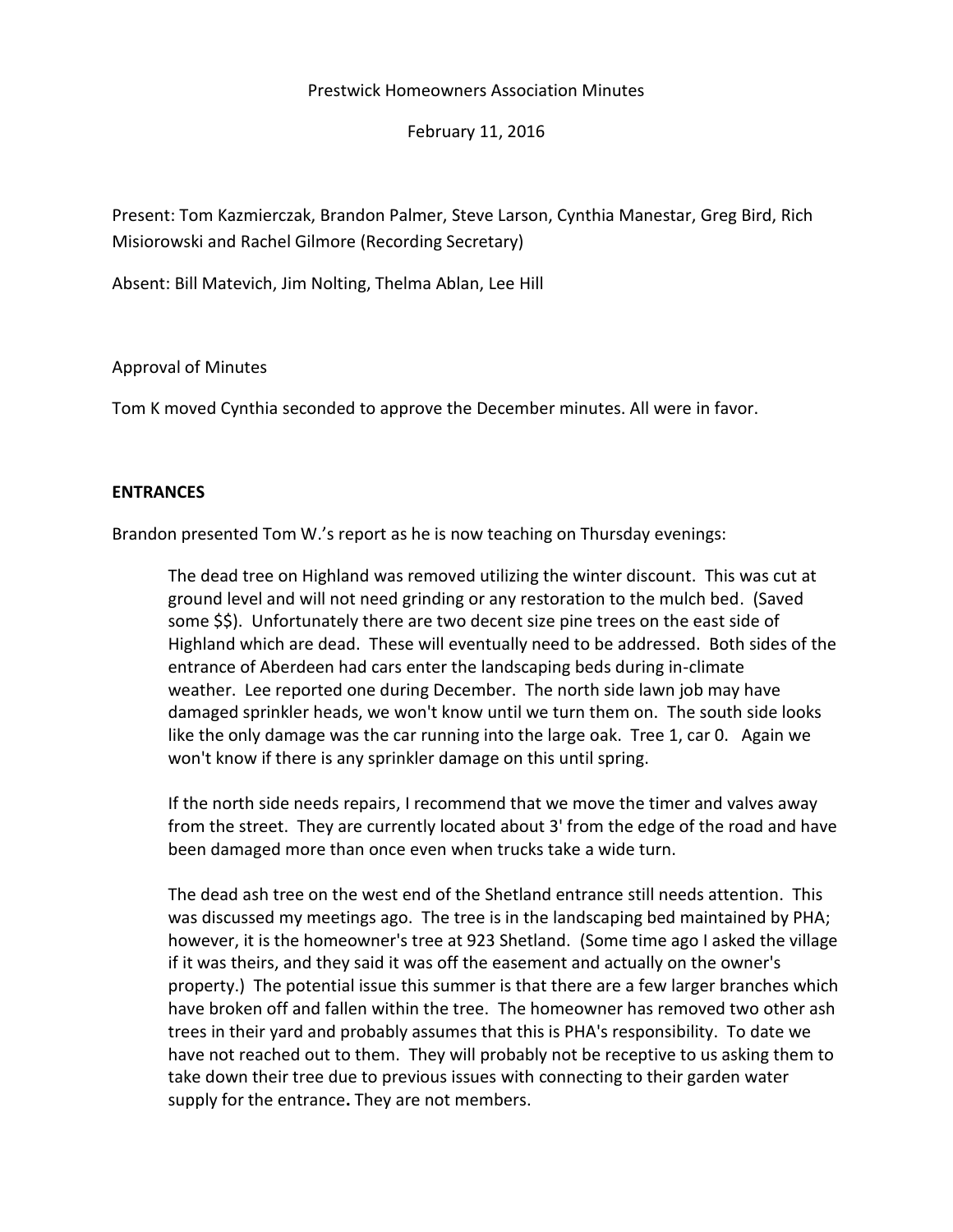Prestwick Homeowners Association Minutes

February 11, 2016

Present: Tom Kazmierczak, Brandon Palmer, Steve Larson, Cynthia Manestar, Greg Bird, Rich Misiorowski and Rachel Gilmore (Recording Secretary)

Absent: Bill Matevich, Jim Nolting, Thelma Ablan, Lee Hill

Approval of Minutes

Tom K moved Cynthia seconded to approve the December minutes. All were in favor.

**ENTRANCES**

Brandon presented Tom W.'s report as he is now teaching on Thursday evenings:

> The dead tree on Highland was removed utilizing the winter discount. This was cut at ground level and will not need grinding or any restoration to the mulch bed. (Saved some $$). Unfortunately there are two decent size pine trees on the east side of Highland which are dead. These will eventually need to be addressed. Both sides of the entrance of Aberdeen had cars enter the landscaping beds during in-climate weather. Lee reported one during December. The north side lawn job may have damaged sprinkler heads, we won't know until we turn them on. The south side looks like the only damage was the car running into the large oak. Tree 1, car 0. Again we won't know if there is any sprinkler damage on this until spring.
>
> If the north side needs repairs, I recommend that we move the timer and valves away from the street. They are currently located about 3' from the edge of the road and have been damaged more than once even when trucks take a wide turn.
>
> The dead ash tree on the west end of the Shetland entrance still needs attention. This was discussed my meetings ago. The tree is in the landscaping bed maintained by PHA; however, it is the homeowner's tree at 923 Shetland. (Some time ago I asked the village if it was theirs, and they said it was off the easement and actually on the owner's property.) The potential issue this summer is that there are a few larger branches which have broken off and fallen within the tree. The homeowner has removed two other ash trees in their yard and probably assumes that this is PHA's responsibility. To date we have not reached out to them. They will probably not be receptive to us asking them to take down their tree due to previous issues with connecting to their garden water supply for the entrance**.** They are not members.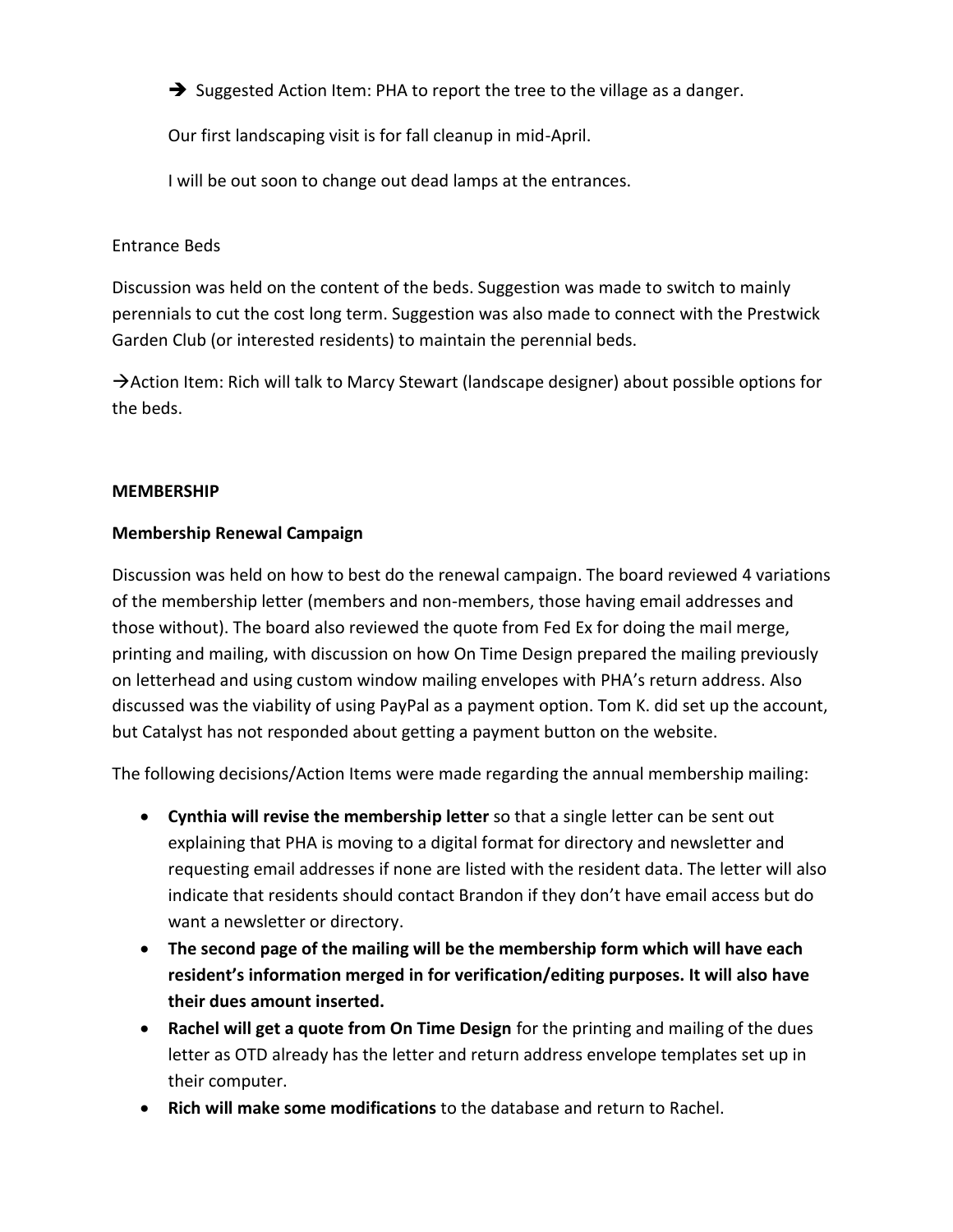➔ Suggested Action Item: PHA to report the tree to the village as a danger.

Our first landscaping visit is for fall cleanup in mid-April.

I will be out soon to change out dead lamps at the entrances.

Entrance Beds

Discussion was held on the content of the beds. Suggestion was made to switch to mainly perennials to cut the cost long term. Suggestion was also made to connect with the Prestwick Garden Club (or interested residents) to maintain the perennial beds.

→Action Item: Rich will talk to Marcy Stewart (landscape designer) about possible options for the beds.

**MEMBERSHIP**

**Membership Renewal Campaign**

Discussion was held on how to best do the renewal campaign. The board reviewed 4 variations of the membership letter (members and non-members, those having email addresses and those without). The board also reviewed the quote from Fed Ex for doing the mail merge, printing and mailing, with discussion on how On Time Design prepared the mailing previously on letterhead and using custom window mailing envelopes with PHA's return address. Also discussed was the viability of using PayPal as a payment option. Tom K. did set up the account, but Catalyst has not responded about getting a payment button on the website.

The following decisions/Action Items were made regarding the annual membership mailing:

- **Cynthia will revise the membership letter** so that a single letter can be sent out explaining that PHA is moving to a digital format for directory and newsletter and requesting email addresses if none are listed with the resident data. The letter will also indicate that residents should contact Brandon if they don't have email access but do want a newsletter or directory.
- **The second page of the mailing will be the membership form which will have each resident's information merged in for verification/editing purposes. It will also have their dues amount inserted.**
- **Rachel will get a quote from On Time Design** for the printing and mailing of the dues letter as OTD already has the letter and return address envelope templates set up in their computer.
- **Rich will make some modifications** to the database and return to Rachel.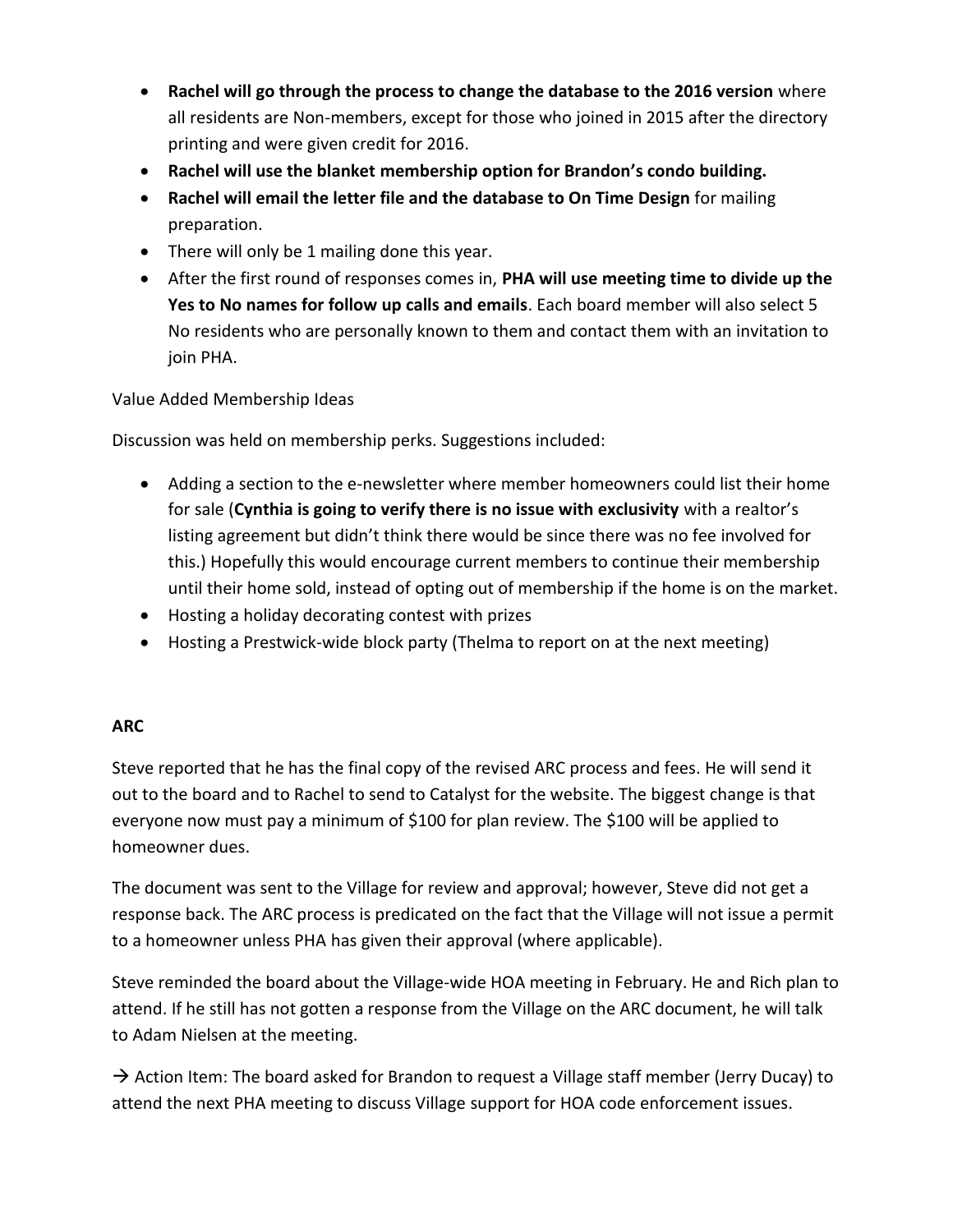- **Rachel will go through the process to change the database to the 2016 version** where all residents are Non-members, except for those who joined in 2015 after the directory printing and were given credit for 2016.
- **Rachel will use the blanket membership option for Brandon's condo building.**
- **Rachel will email the letter file and the database to On Time Design** for mailing preparation.
- There will only be 1 mailing done this year.
- After the first round of responses comes in, **PHA will use meeting time to divide up the Yes to No names for follow up calls and emails**. Each board member will also select 5 No residents who are personally known to them and contact them with an invitation to join PHA.

Value Added Membership Ideas

Discussion was held on membership perks. Suggestions included:

- Adding a section to the e-newsletter where member homeowners could list their home for sale (**Cynthia is going to verify there is no issue with exclusivity** with a realtor's listing agreement but didn't think there would be since there was no fee involved for this.) Hopefully this would encourage current members to continue their membership until their home sold, instead of opting out of membership if the home is on the market.
- Hosting a holiday decorating contest with prizes
- Hosting a Prestwick-wide block party (Thelma to report on at the next meeting)

**ARC**

Steve reported that he has the final copy of the revised ARC process and fees. He will send it out to the board and to Rachel to send to Catalyst for the website. The biggest change is that everyone now must pay a minimum of $100 for plan review. The $100 will be applied to homeowner dues.

The document was sent to the Village for review and approval; however, Steve did not get a response back. The ARC process is predicated on the fact that the Village will not issue a permit to a homeowner unless PHA has given their approval (where applicable).

Steve reminded the board about the Village-wide HOA meeting in February. He and Rich plan to attend. If he still has not gotten a response from the Village on the ARC document, he will talk to Adam Nielsen at the meeting.

→ Action Item: The board asked for Brandon to request a Village staff member (Jerry Ducay) to attend the next PHA meeting to discuss Village support for HOA code enforcement issues.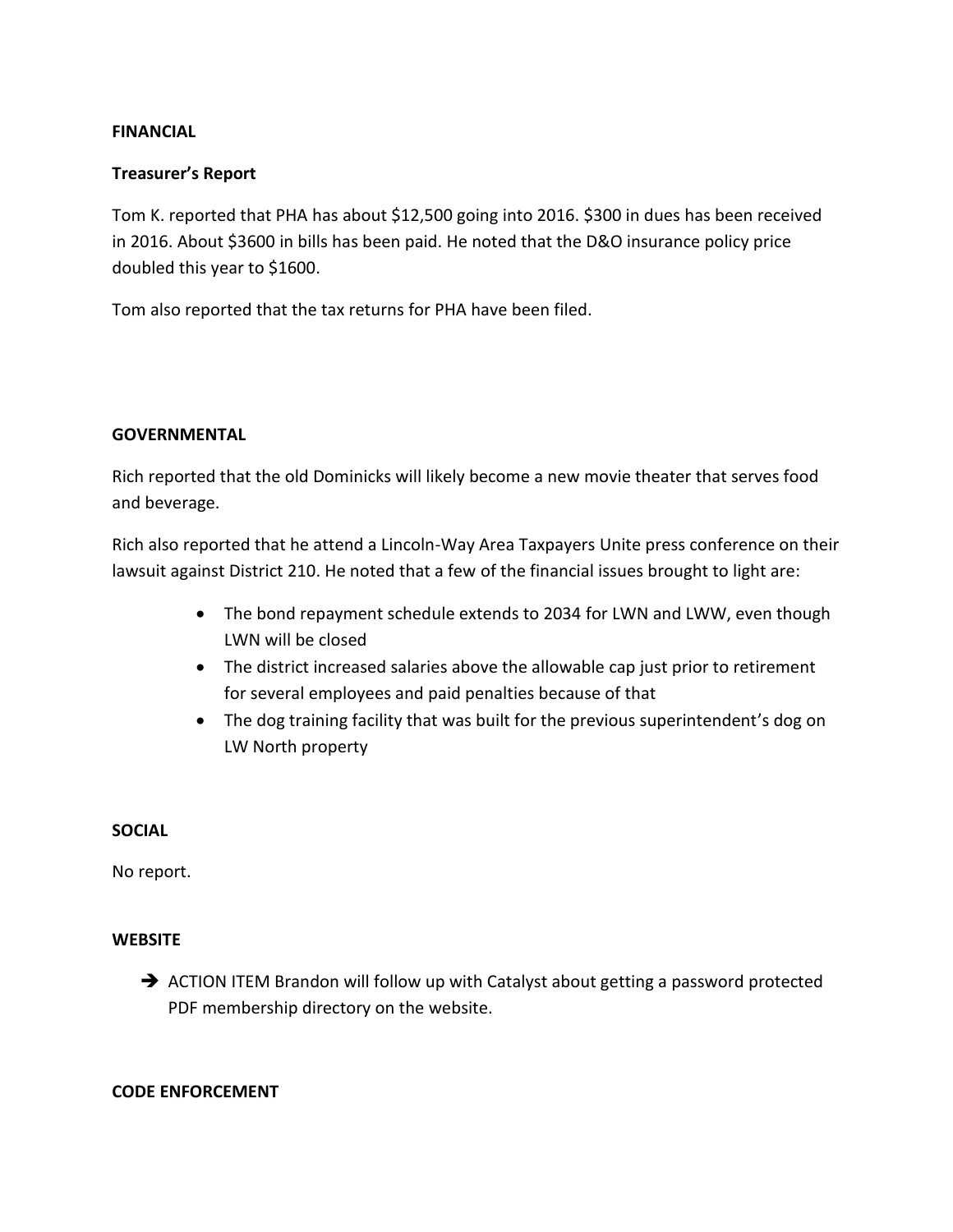**FINANCIAL**

**Treasurer's Report**

Tom K. reported that PHA has about $12,500 going into 2016. $300 in dues has been received in 2016. About $3600 in bills has been paid. He noted that the D&O insurance policy price doubled this year to $1600.

Tom also reported that the tax returns for PHA have been filed.

**GOVERNMENTAL**

Rich reported that the old Dominicks will likely become a new movie theater that serves food and beverage.

Rich also reported that he attend a Lincoln-Way Area Taxpayers Unite press conference on their lawsuit against District 210. He noted that a few of the financial issues brought to light are:

- The bond repayment schedule extends to 2034 for LWN and LWW, even though LWN will be closed
- The district increased salaries above the allowable cap just prior to retirement for several employees and paid penalties because of that
- The dog training facility that was built for the previous superintendent's dog on LW North property

**SOCIAL**

No report.

**WEBSITE**

➔ ACTION ITEM Brandon will follow up with Catalyst about getting a password protected PDF membership directory on the website.

**CODE ENFORCEMENT**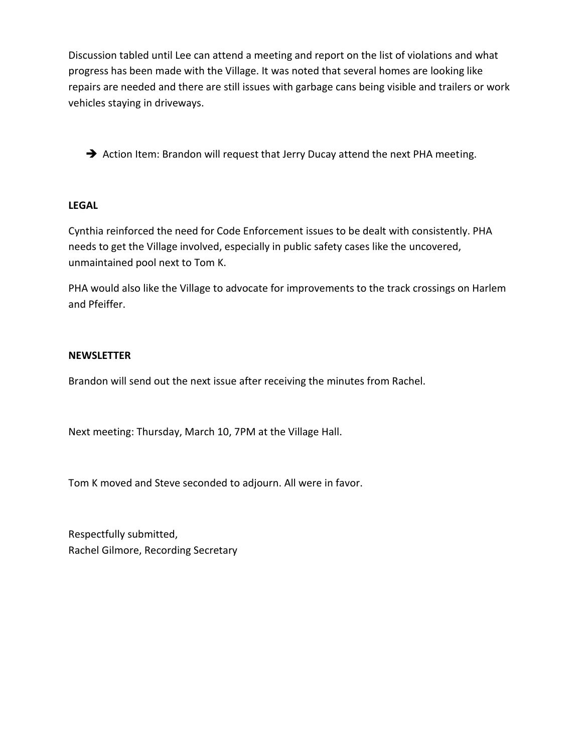Discussion tabled until Lee can attend a meeting and report on the list of violations and what progress has been made with the Village. It was noted that several homes are looking like repairs are needed and there are still issues with garbage cans being visible and trailers or work vehicles staying in driveways.

- ➔ Action Item: Brandon will request that Jerry Ducay attend the next PHA meeting.

**LEGAL**

Cynthia reinforced the need for Code Enforcement issues to be dealt with consistently. PHA needs to get the Village involved, especially in public safety cases like the uncovered, unmaintained pool next to Tom K.

PHA would also like the Village to advocate for improvements to the track crossings on Harlem and Pfeiffer.

**NEWSLETTER**

Brandon will send out the next issue after receiving the minutes from Rachel.

Next meeting: Thursday, March 10, 7PM at the Village Hall.

Tom K moved and Steve seconded to adjourn. All were in favor.

Respectfully submitted,
Rachel Gilmore, Recording Secretary